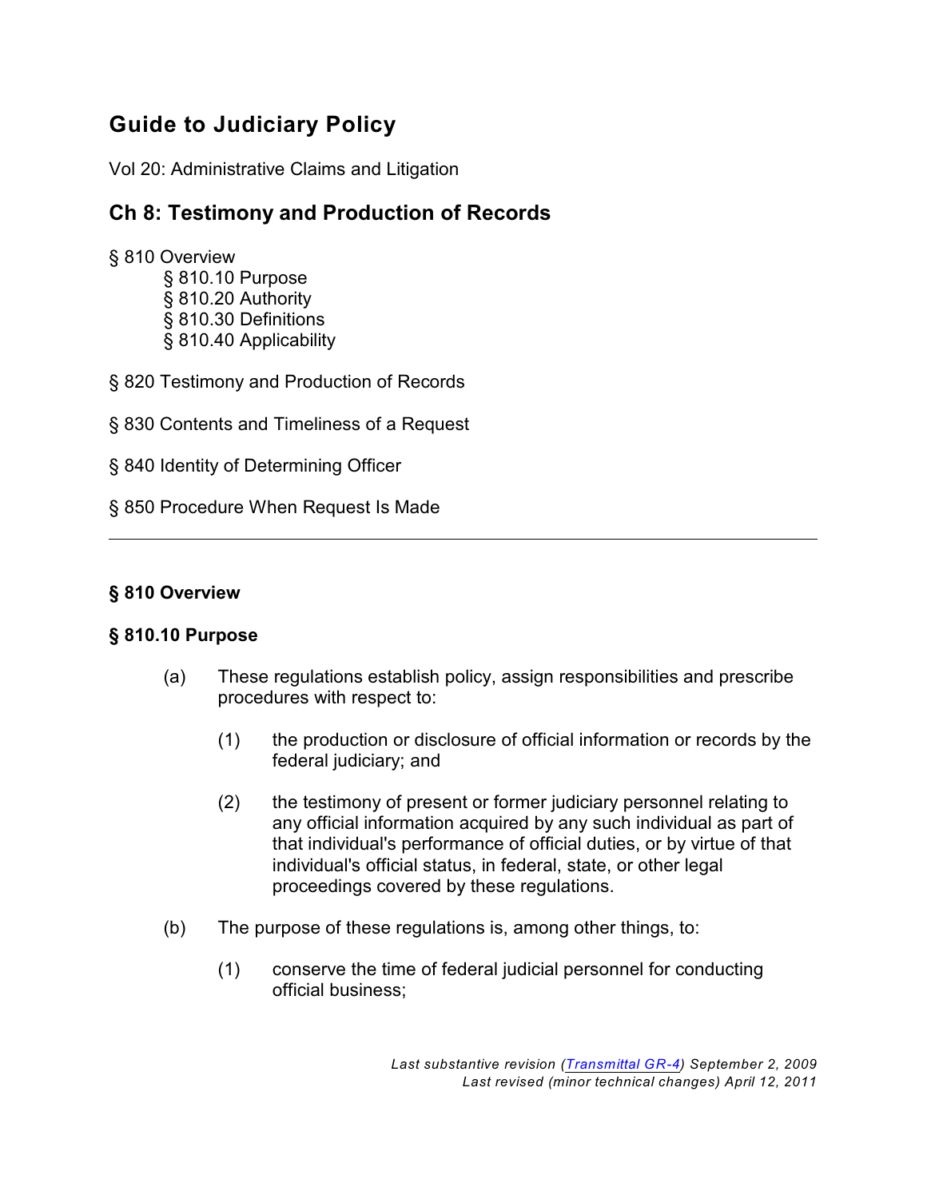# Guide to Judiciary Policy

Vol 20: Administrative Claims and Litigation

## Ch 8: Testimony and Production of Records

§ 810 Overview
- § 810.10 Purpose
- § 810.20 Authority
- § 810.30 Definitions
- § 810.40 Applicability

§ 820 Testimony and Production of Records

§ 830 Contents and Timeliness of a Request

§ 840 Identity of Determining Officer

§ 850 Procedure When Request Is Made

---

### § 810 Overview

### § 810.10 Purpose

(a) These regulations establish policy, assign responsibilities and prescribe procedures with respect to:

(1) the production or disclosure of official information or records by the federal judiciary; and

(2) the testimony of present or former judiciary personnel relating to any official information acquired by any such individual as part of that individual's performance of official duties, or by virtue of that individual's official status, in federal, state, or other legal proceedings covered by these regulations.

(b) The purpose of these regulations is, among other things, to:

(1) conserve the time of federal judicial personnel for conducting official business;

*Last substantive revision (Transmittal GR-4) September 2, 2009*
*Last revised (minor technical changes) April 12, 2011*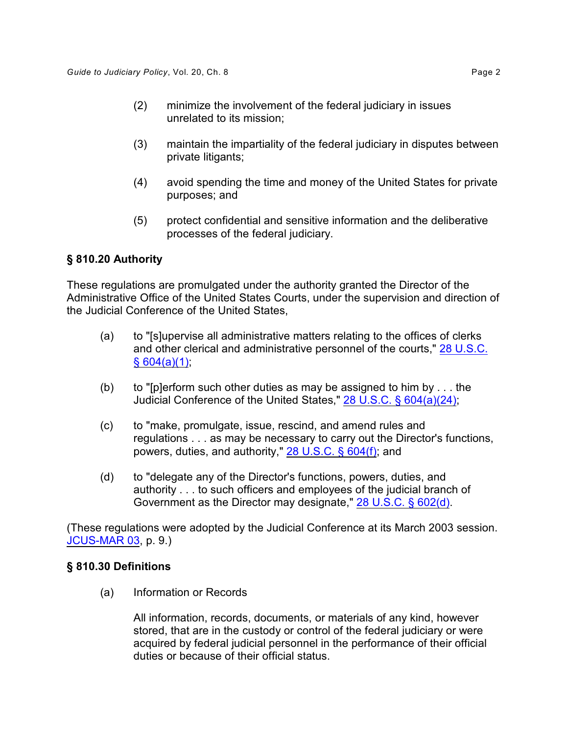(2) minimize the involvement of the federal judiciary in issues unrelated to its mission;

(3) maintain the impartiality of the federal judiciary in disputes between private litigants;

(4) avoid spending the time and money of the United States for private purposes; and

(5) protect confidential and sensitive information and the deliberative processes of the federal judiciary.

## § 810.20 Authority

These regulations are promulgated under the authority granted the Director of the Administrative Office of the United States Courts, under the supervision and direction of the Judicial Conference of the United States,

(a) to "[s]upervise all administrative matters relating to the offices of clerks and other clerical and administrative personnel of the courts," 28 U.S.C. § 604(a)(1);

(b) to "[p]erform such other duties as may be assigned to him by . . . the Judicial Conference of the United States," 28 U.S.C. § 604(a)(24);

(c) to "make, promulgate, issue, rescind, and amend rules and regulations . . . as may be necessary to carry out the Director's functions, powers, duties, and authority," 28 U.S.C. § 604(f); and

(d) to "delegate any of the Director's functions, powers, duties, and authority . . . to such officers and employees of the judicial branch of Government as the Director may designate," 28 U.S.C. § 602(d).

(These regulations were adopted by the Judicial Conference at its March 2003 session. JCUS-MAR 03, p. 9.)

## § 810.30 Definitions

(a) Information or Records

All information, records, documents, or materials of any kind, however stored, that are in the custody or control of the federal judiciary or were acquired by federal judicial personnel in the performance of their official duties or because of their official status.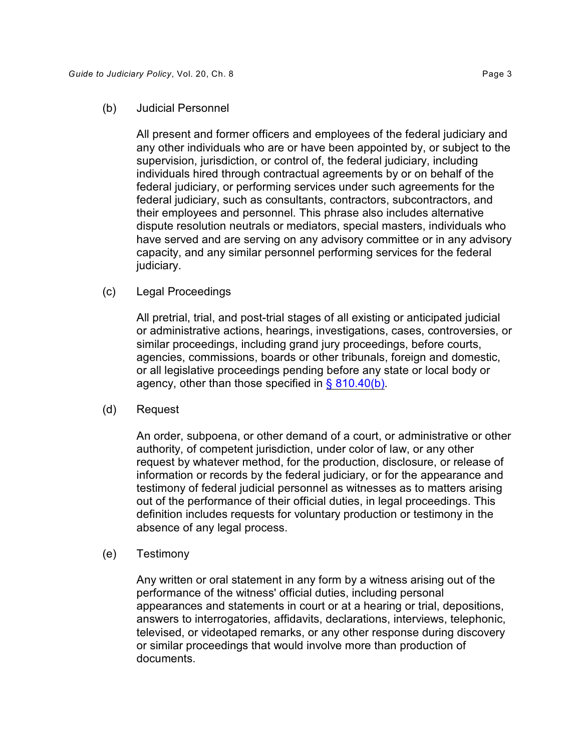(b) Judicial Personnel

All present and former officers and employees of the federal judiciary and any other individuals who are or have been appointed by, or subject to the supervision, jurisdiction, or control of, the federal judiciary, including individuals hired through contractual agreements by or on behalf of the federal judiciary, or performing services under such agreements for the federal judiciary, such as consultants, contractors, subcontractors, and their employees and personnel. This phrase also includes alternative dispute resolution neutrals or mediators, special masters, individuals who have served and are serving on any advisory committee or in any advisory capacity, and any similar personnel performing services for the federal judiciary.

(c) Legal Proceedings

All pretrial, trial, and post-trial stages of all existing or anticipated judicial or administrative actions, hearings, investigations, cases, controversies, or similar proceedings, including grand jury proceedings, before courts, agencies, commissions, boards or other tribunals, foreign and domestic, or all legislative proceedings pending before any state or local body or agency, other than those specified in § 810.40(b).

(d) Request

An order, subpoena, or other demand of a court, or administrative or other authority, of competent jurisdiction, under color of law, or any other request by whatever method, for the production, disclosure, or release of information or records by the federal judiciary, or for the appearance and testimony of federal judicial personnel as witnesses as to matters arising out of the performance of their official duties, in legal proceedings. This definition includes requests for voluntary production or testimony in the absence of any legal process.

(e) Testimony

Any written or oral statement in any form by a witness arising out of the performance of the witness' official duties, including personal appearances and statements in court or at a hearing or trial, depositions, answers to interrogatories, affidavits, declarations, interviews, telephonic, televised, or videotaped remarks, or any other response during discovery or similar proceedings that would involve more than production of documents.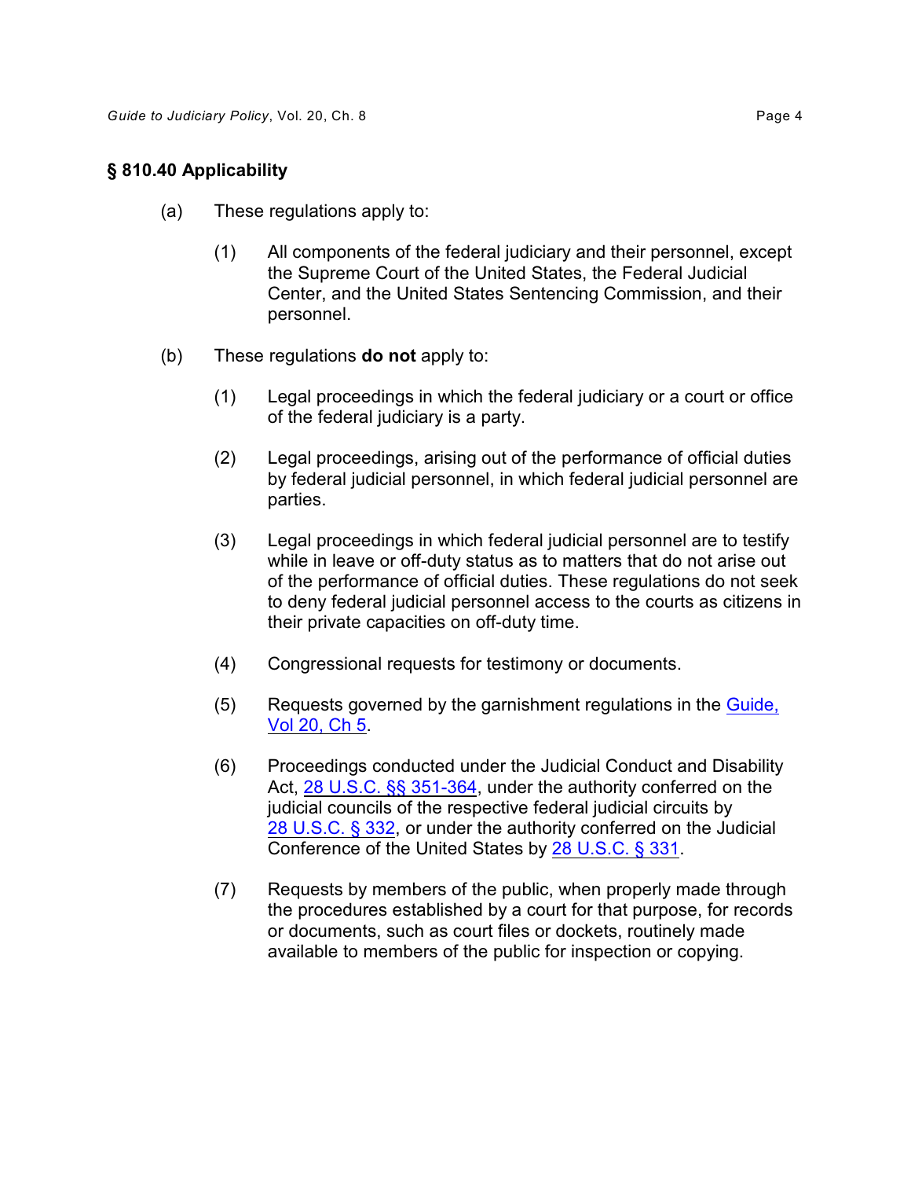## § 810.40 Applicability

(a) These regulations apply to:

  (1) All components of the federal judiciary and their personnel, except the Supreme Court of the United States, the Federal Judicial Center, and the United States Sentencing Commission, and their personnel.

(b) These regulations **do not** apply to:

  (1) Legal proceedings in which the federal judiciary or a court or office of the federal judiciary is a party.

  (2) Legal proceedings, arising out of the performance of official duties by federal judicial personnel, in which federal judicial personnel are parties.

  (3) Legal proceedings in which federal judicial personnel are to testify while in leave or off-duty status as to matters that do not arise out of the performance of official duties. These regulations do not seek to deny federal judicial personnel access to the courts as citizens in their private capacities on off-duty time.

  (4) Congressional requests for testimony or documents.

  (5) Requests governed by the garnishment regulations in the Guide, Vol 20, Ch 5.

  (6) Proceedings conducted under the Judicial Conduct and Disability Act, 28 U.S.C. §§ 351-364, under the authority conferred on the judicial councils of the respective federal judicial circuits by 28 U.S.C. § 332, or under the authority conferred on the Judicial Conference of the United States by 28 U.S.C. § 331.

  (7) Requests by members of the public, when properly made through the procedures established by a court for that purpose, for records or documents, such as court files or dockets, routinely made available to members of the public for inspection or copying.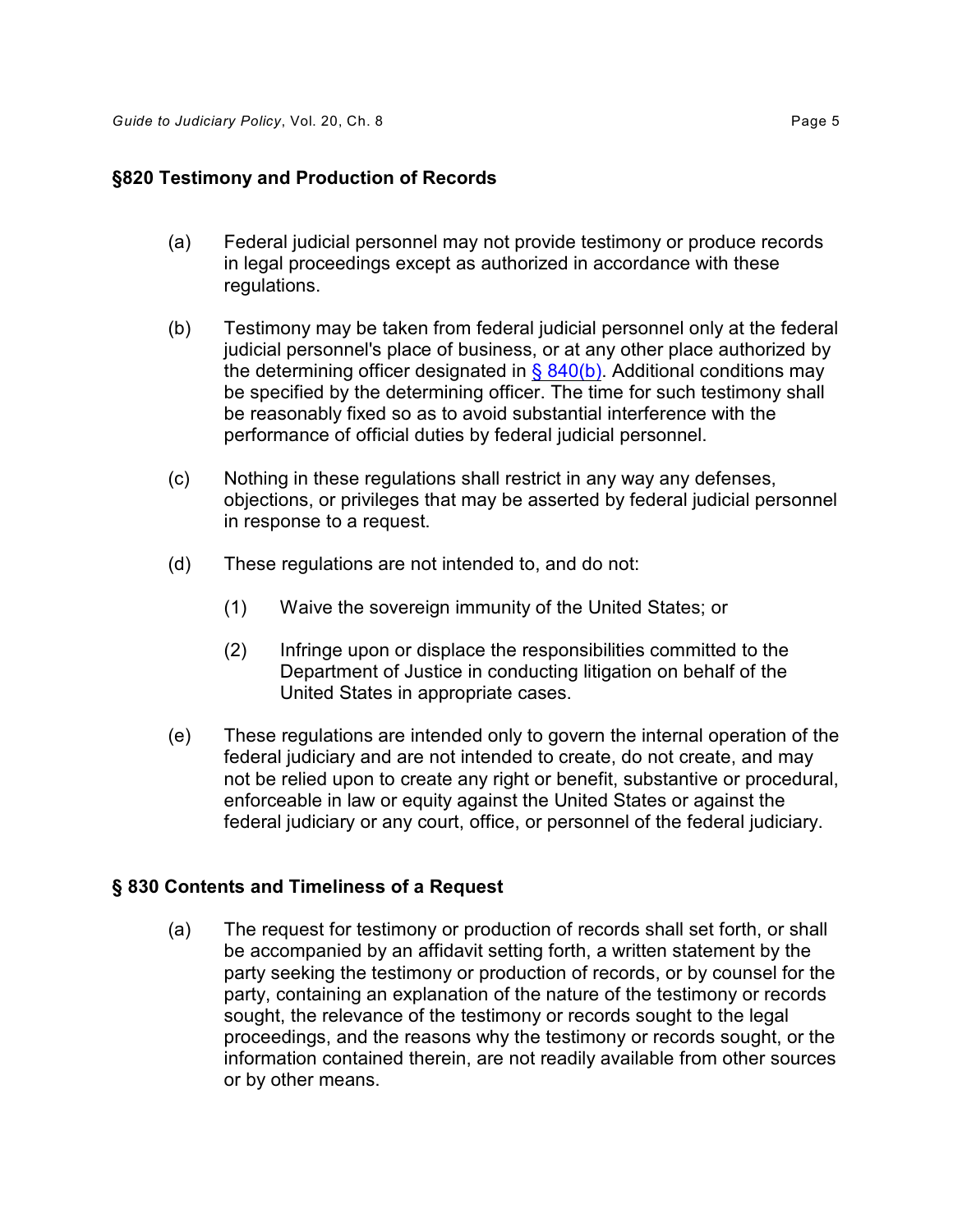## §820 Testimony and Production of Records

(a) Federal judicial personnel may not provide testimony or produce records in legal proceedings except as authorized in accordance with these regulations.

(b) Testimony may be taken from federal judicial personnel only at the federal judicial personnel's place of business, or at any other place authorized by the determining officer designated in § 840(b). Additional conditions may be specified by the determining officer. The time for such testimony shall be reasonably fixed so as to avoid substantial interference with the performance of official duties by federal judicial personnel.

(c) Nothing in these regulations shall restrict in any way any defenses, objections, or privileges that may be asserted by federal judicial personnel in response to a request.

(d) These regulations are not intended to, and do not:

(1) Waive the sovereign immunity of the United States; or

(2) Infringe upon or displace the responsibilities committed to the Department of Justice in conducting litigation on behalf of the United States in appropriate cases.

(e) These regulations are intended only to govern the internal operation of the federal judiciary and are not intended to create, do not create, and may not be relied upon to create any right or benefit, substantive or procedural, enforceable in law or equity against the United States or against the federal judiciary or any court, office, or personnel of the federal judiciary.

## § 830 Contents and Timeliness of a Request

(a) The request for testimony or production of records shall set forth, or shall be accompanied by an affidavit setting forth, a written statement by the party seeking the testimony or production of records, or by counsel for the party, containing an explanation of the nature of the testimony or records sought, the relevance of the testimony or records sought to the legal proceedings, and the reasons why the testimony or records sought, or the information contained therein, are not readily available from other sources or by other means.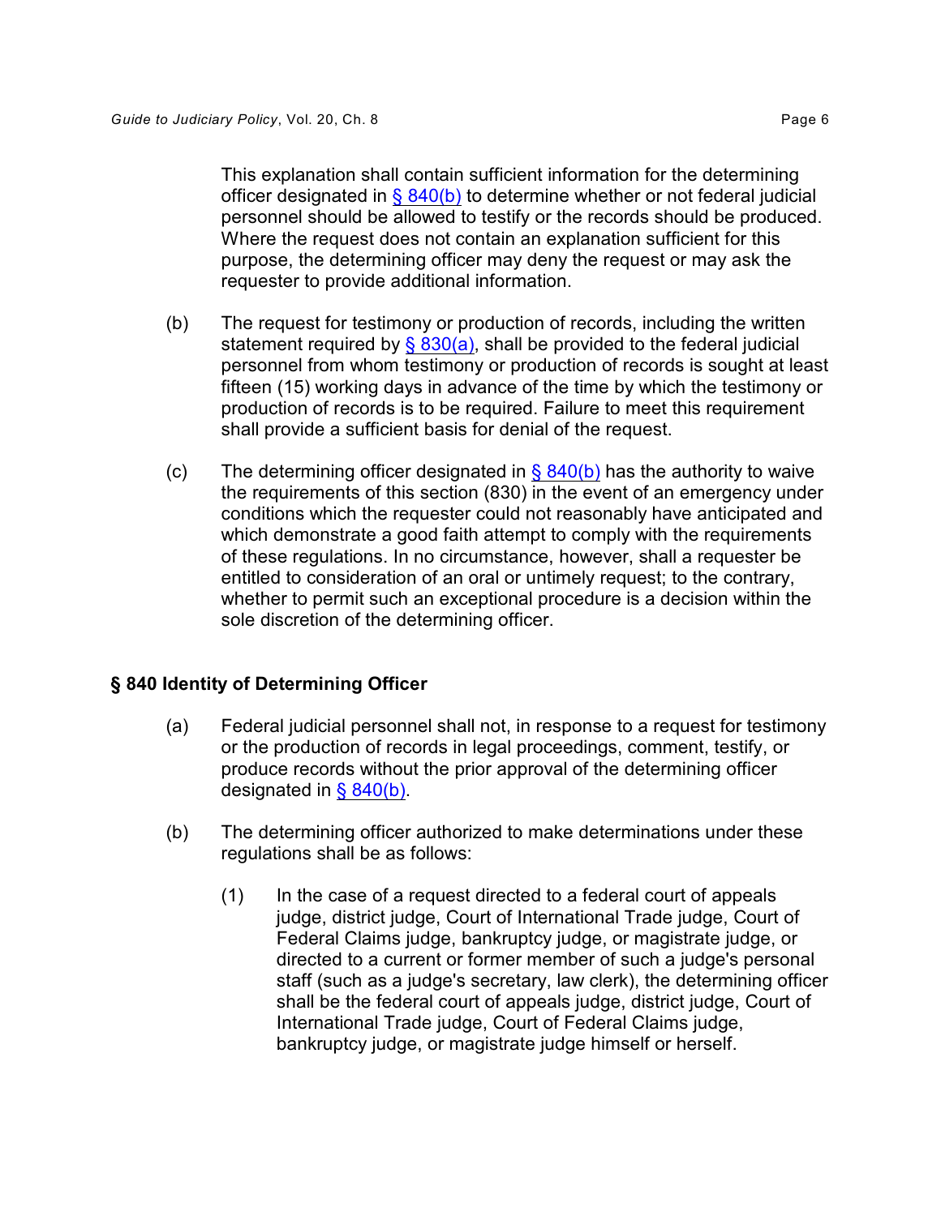This explanation shall contain sufficient information for the determining officer designated in § 840(b) to determine whether or not federal judicial personnel should be allowed to testify or the records should be produced. Where the request does not contain an explanation sufficient for this purpose, the determining officer may deny the request or may ask the requester to provide additional information.

(b) The request for testimony or production of records, including the written statement required by § 830(a), shall be provided to the federal judicial personnel from whom testimony or production of records is sought at least fifteen (15) working days in advance of the time by which the testimony or production of records is to be required. Failure to meet this requirement shall provide a sufficient basis for denial of the request.

(c) The determining officer designated in § 840(b) has the authority to waive the requirements of this section (830) in the event of an emergency under conditions which the requester could not reasonably have anticipated and which demonstrate a good faith attempt to comply with the requirements of these regulations. In no circumstance, however, shall a requester be entitled to consideration of an oral or untimely request; to the contrary, whether to permit such an exceptional procedure is a decision within the sole discretion of the determining officer.

## § 840 Identity of Determining Officer

(a) Federal judicial personnel shall not, in response to a request for testimony or the production of records in legal proceedings, comment, testify, or produce records without the prior approval of the determining officer designated in § 840(b).

(b) The determining officer authorized to make determinations under these regulations shall be as follows:

(1) In the case of a request directed to a federal court of appeals judge, district judge, Court of International Trade judge, Court of Federal Claims judge, bankruptcy judge, or magistrate judge, or directed to a current or former member of such a judge's personal staff (such as a judge's secretary, law clerk), the determining officer shall be the federal court of appeals judge, district judge, Court of International Trade judge, Court of Federal Claims judge, bankruptcy judge, or magistrate judge himself or herself.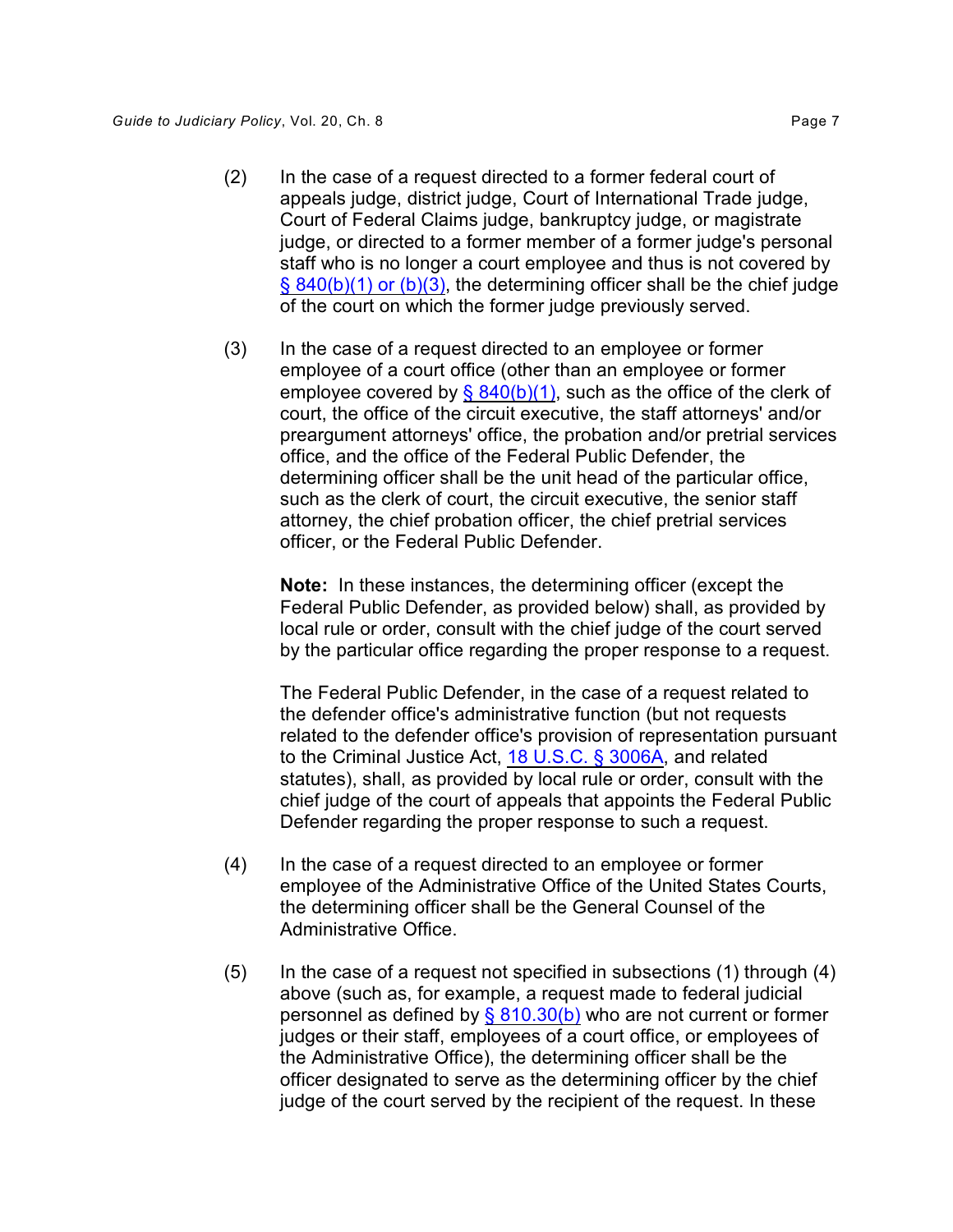(2) In the case of a request directed to a former federal court of appeals judge, district judge, Court of International Trade judge, Court of Federal Claims judge, bankruptcy judge, or magistrate judge, or directed to a former member of a former judge's personal staff who is no longer a court employee and thus is not covered by § 840(b)(1) or (b)(3), the determining officer shall be the chief judge of the court on which the former judge previously served.

(3) In the case of a request directed to an employee or former employee of a court office (other than an employee or former employee covered by § 840(b)(1), such as the office of the clerk of court, the office of the circuit executive, the staff attorneys' and/or preargument attorneys' office, the probation and/or pretrial services office, and the office of the Federal Public Defender, the determining officer shall be the unit head of the particular office, such as the clerk of court, the circuit executive, the senior staff attorney, the chief probation officer, the chief pretrial services officer, or the Federal Public Defender.

**Note:** In these instances, the determining officer (except the Federal Public Defender, as provided below) shall, as provided by local rule or order, consult with the chief judge of the court served by the particular office regarding the proper response to a request.

The Federal Public Defender, in the case of a request related to the defender office's administrative function (but not requests related to the defender office's provision of representation pursuant to the Criminal Justice Act, 18 U.S.C. § 3006A, and related statutes), shall, as provided by local rule or order, consult with the chief judge of the court of appeals that appoints the Federal Public Defender regarding the proper response to such a request.

(4) In the case of a request directed to an employee or former employee of the Administrative Office of the United States Courts, the determining officer shall be the General Counsel of the Administrative Office.

(5) In the case of a request not specified in subsections (1) through (4) above (such as, for example, a request made to federal judicial personnel as defined by § 810.30(b) who are not current or former judges or their staff, employees of a court office, or employees of the Administrative Office), the determining officer shall be the officer designated to serve as the determining officer by the chief judge of the court served by the recipient of the request. In these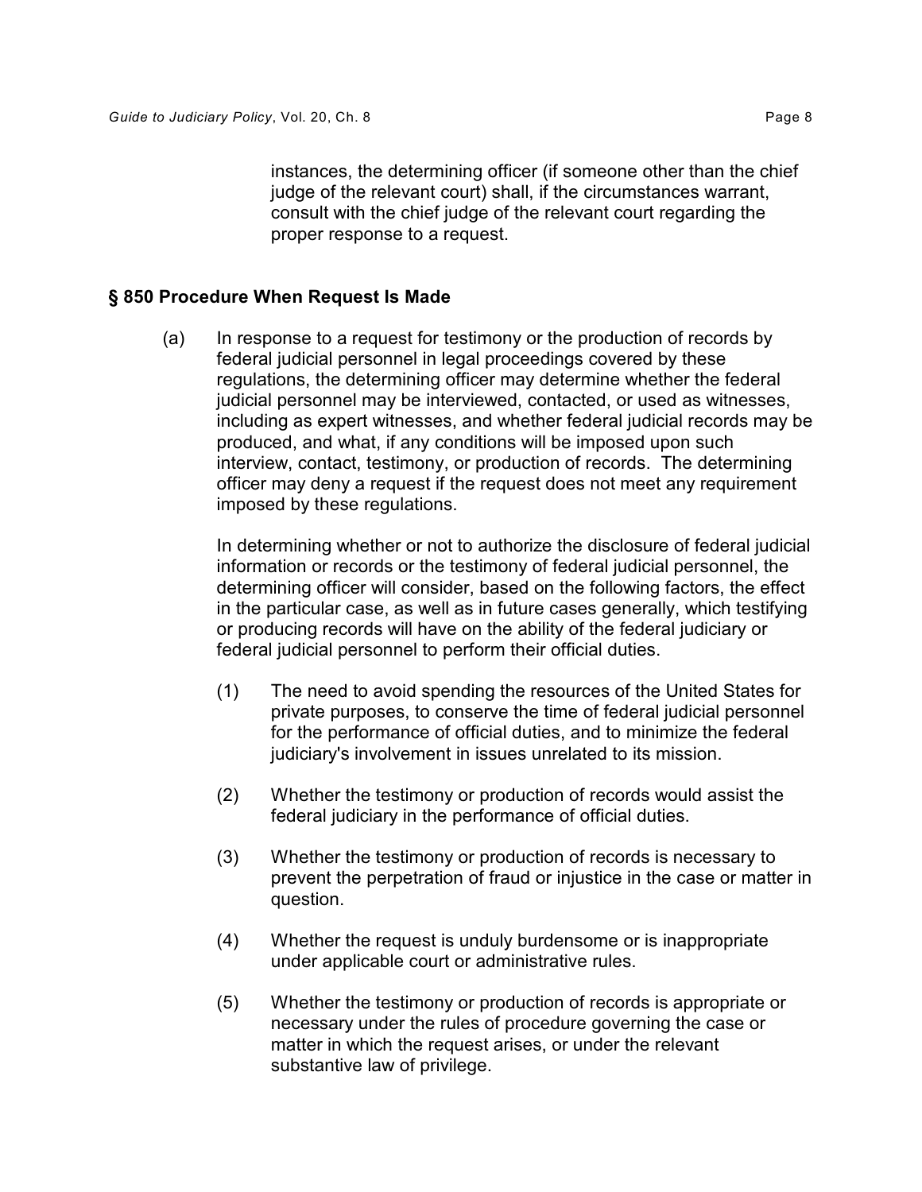instances, the determining officer (if someone other than the chief judge of the relevant court) shall, if the circumstances warrant, consult with the chief judge of the relevant court regarding the proper response to a request.

### § 850 Procedure When Request Is Made

(a) In response to a request for testimony or the production of records by federal judicial personnel in legal proceedings covered by these regulations, the determining officer may determine whether the federal judicial personnel may be interviewed, contacted, or used as witnesses, including as expert witnesses, and whether federal judicial records may be produced, and what, if any conditions will be imposed upon such interview, contact, testimony, or production of records. The determining officer may deny a request if the request does not meet any requirement imposed by these regulations.

In determining whether or not to authorize the disclosure of federal judicial information or records or the testimony of federal judicial personnel, the determining officer will consider, based on the following factors, the effect in the particular case, as well as in future cases generally, which testifying or producing records will have on the ability of the federal judiciary or federal judicial personnel to perform their official duties.

(1) The need to avoid spending the resources of the United States for private purposes, to conserve the time of federal judicial personnel for the performance of official duties, and to minimize the federal judiciary's involvement in issues unrelated to its mission.

(2) Whether the testimony or production of records would assist the federal judiciary in the performance of official duties.

(3) Whether the testimony or production of records is necessary to prevent the perpetration of fraud or injustice in the case or matter in question.

(4) Whether the request is unduly burdensome or is inappropriate under applicable court or administrative rules.

(5) Whether the testimony or production of records is appropriate or necessary under the rules of procedure governing the case or matter in which the request arises, or under the relevant substantive law of privilege.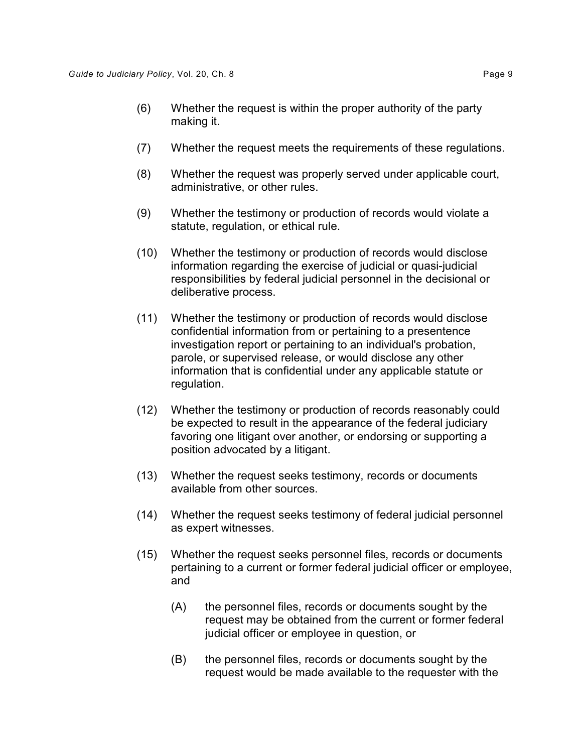(6) Whether the request is within the proper authority of the party making it.

(7) Whether the request meets the requirements of these regulations.

(8) Whether the request was properly served under applicable court, administrative, or other rules.

(9) Whether the testimony or production of records would violate a statute, regulation, or ethical rule.

(10) Whether the testimony or production of records would disclose information regarding the exercise of judicial or quasi-judicial responsibilities by federal judicial personnel in the decisional or deliberative process.

(11) Whether the testimony or production of records would disclose confidential information from or pertaining to a presentence investigation report or pertaining to an individual's probation, parole, or supervised release, or would disclose any other information that is confidential under any applicable statute or regulation.

(12) Whether the testimony or production of records reasonably could be expected to result in the appearance of the federal judiciary favoring one litigant over another, or endorsing or supporting a position advocated by a litigant.

(13) Whether the request seeks testimony, records or documents available from other sources.

(14) Whether the request seeks testimony of federal judicial personnel as expert witnesses.

(15) Whether the request seeks personnel files, records or documents pertaining to a current or former federal judicial officer or employee, and

  (A) the personnel files, records or documents sought by the request may be obtained from the current or former federal judicial officer or employee in question, or

  (B) the personnel files, records or documents sought by the request would be made available to the requester with the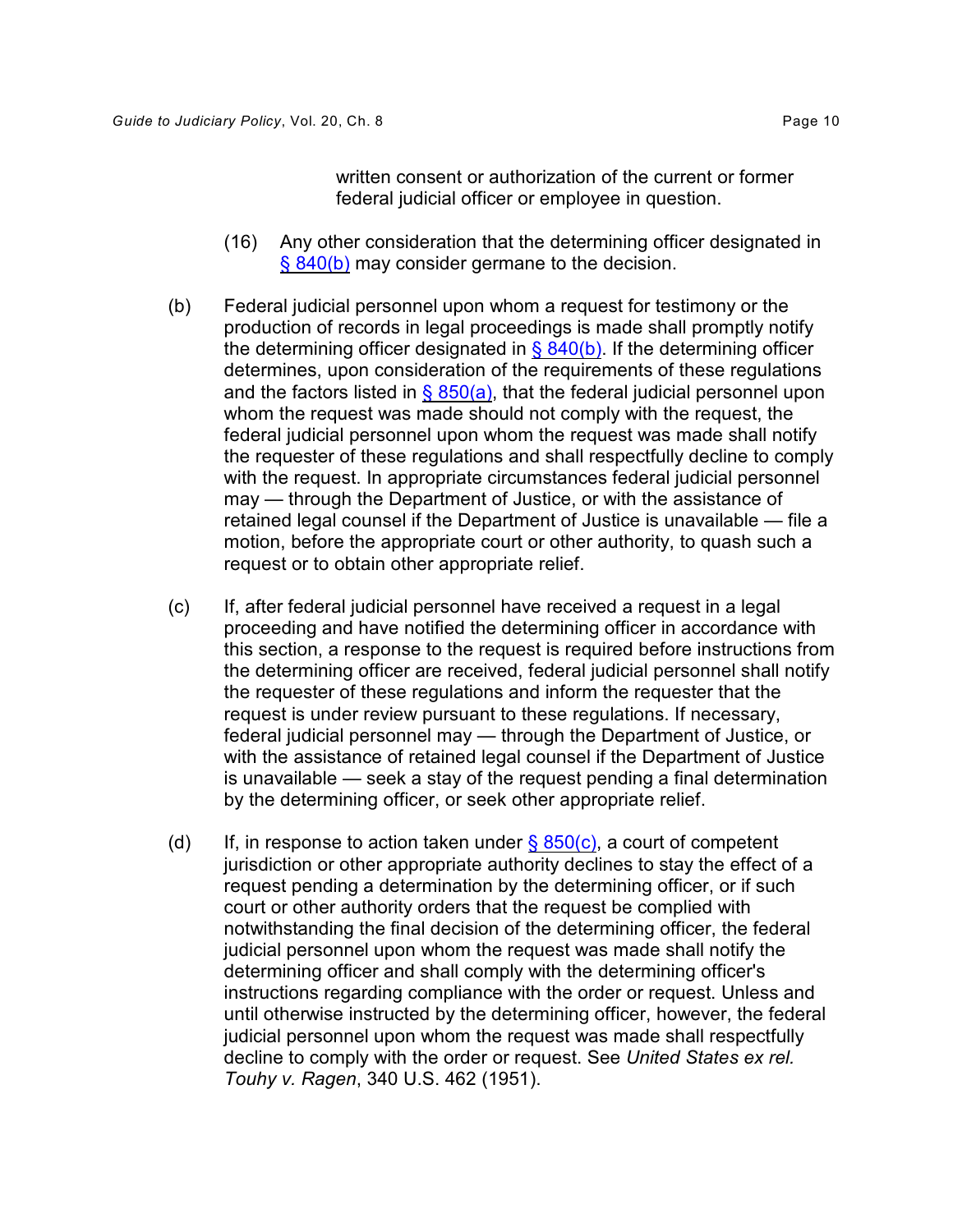written consent or authorization of the current or former federal judicial officer or employee in question.

(16) Any other consideration that the determining officer designated in § 840(b) may consider germane to the decision.

(b) Federal judicial personnel upon whom a request for testimony or the production of records in legal proceedings is made shall promptly notify the determining officer designated in § 840(b). If the determining officer determines, upon consideration of the requirements of these regulations and the factors listed in § 850(a), that the federal judicial personnel upon whom the request was made should not comply with the request, the federal judicial personnel upon whom the request was made shall notify the requester of these regulations and shall respectfully decline to comply with the request. In appropriate circumstances federal judicial personnel may — through the Department of Justice, or with the assistance of retained legal counsel if the Department of Justice is unavailable — file a motion, before the appropriate court or other authority, to quash such a request or to obtain other appropriate relief.

(c) If, after federal judicial personnel have received a request in a legal proceeding and have notified the determining officer in accordance with this section, a response to the request is required before instructions from the determining officer are received, federal judicial personnel shall notify the requester of these regulations and inform the requester that the request is under review pursuant to these regulations. If necessary, federal judicial personnel may — through the Department of Justice, or with the assistance of retained legal counsel if the Department of Justice is unavailable — seek a stay of the request pending a final determination by the determining officer, or seek other appropriate relief.

(d) If, in response to action taken under § 850(c), a court of competent jurisdiction or other appropriate authority declines to stay the effect of a request pending a determination by the determining officer, or if such court or other authority orders that the request be complied with notwithstanding the final decision of the determining officer, the federal judicial personnel upon whom the request was made shall notify the determining officer and shall comply with the determining officer's instructions regarding compliance with the order or request. Unless and until otherwise instructed by the determining officer, however, the federal judicial personnel upon whom the request was made shall respectfully decline to comply with the order or request. See *United States ex rel. Touhy v. Ragen*, 340 U.S. 462 (1951).